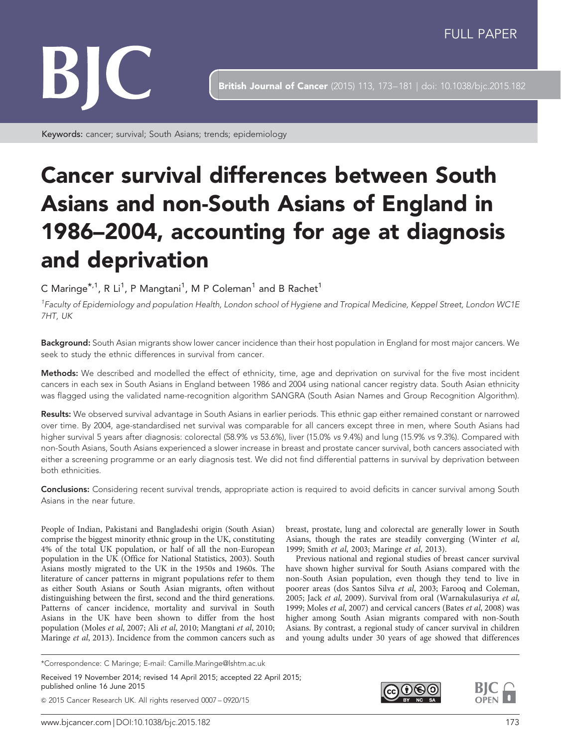FULL PAPER

Keywords: cancer; survival; South Asians; trends; epidemiology

# Cancer survival differences between South Asians and non-South Asians of England in 1986–2004, accounting for age at diagnosis and deprivation

C Maringe*[,1], R Li[1], P Mangtani[1], M P Coleman[1] and B Rachet[1]

[1]*Faculty of Epidemiology and population Health, London school of Hygiene and Tropical Medicine, Keppel Street, London WC1E 7HT, UK*

**Background:** South Asian migrants show lower cancer incidence than their host population in England for most major cancers. We seek to study the ethnic differences in survival from cancer.

**Methods:** We described and modelled the effect of ethnicity, time, age and deprivation on survival for the five most incident cancers in each sex in South Asians in England between 1986 and 2004 using national cancer registry data. South Asian ethnicity was flagged using the validated name-recognition algorithm SANGRA (South Asian Names and Group Recognition Algorithm).

**Results:** We observed survival advantage in South Asians in earlier periods. This ethnic gap either remained constant or narrowed over time. By 2004, age-standardised net survival was comparable for all cancers except three in men, where South Asians had higher survival 5 years after diagnosis: colorectal (58.9% *vs* 53.6%), liver (15.0% *vs* 9.4%) and lung (15.9% *vs* 9.3%). Compared with non-South Asians, South Asians experienced a slower increase in breast and prostate cancer survival, both cancers associated with either a screening programme or an early diagnosis test. We did not find differential patterns in survival by deprivation between both ethnicities.

**Conclusions:** Considering recent survival trends, appropriate action is required to avoid deficits in cancer survival among South Asians in the near future.

People of Indian, Pakistani and Bangladeshi origin (South Asian) comprise the biggest minority ethnic group in the UK, constituting 4% of the total UK population, or half of all the non-European population in the UK (Office for National Statistics, 2003). South Asians mostly migrated to the UK in the 1950s and 1960s. The literature of cancer patterns in migrant populations refer to them as either South Asians or South Asian migrants, often without distinguishing between the first, second and the third generations. Patterns of cancer incidence, mortality and survival in South Asians in the UK have been shown to differ from the host population (Moles *et al*, 2007; Ali *et al*, 2010; Mangtani *et al*, 2010; Maringe *et al*, 2013). Incidence from the common cancers such as breast, prostate, lung and colorectal are generally lower in South Asians, though the rates are steadily converging (Winter *et al*, 1999; Smith *et al*, 2003; Maringe *et al*, 2013).

Previous national and regional studies of breast cancer survival have shown higher survival for South Asians compared with the non-South Asian population, even though they tend to live in poorer areas (dos Santos Silva *et al*, 2003; Farooq and Coleman, 2005; Jack *et al*, 2009). Survival from oral (Warnakulasuriya *et al*, 1999; Moles *et al*, 2007) and cervical cancers (Bates *et al*, 2008) was higher among South Asian migrants compared with non-South Asians. By contrast, a regional study of cancer survival in children and young adults under 30 years of age showed that differences

*Correspondence: C Maringe; E-mail: Camille.Maringe@lshtm.ac.uk

Received 19 November 2014; revised 14 April 2015; accepted 22 April 2015; published online 16 June 2015

© 2015 Cancer Research UK. All rights reserved 0007 – 0920/15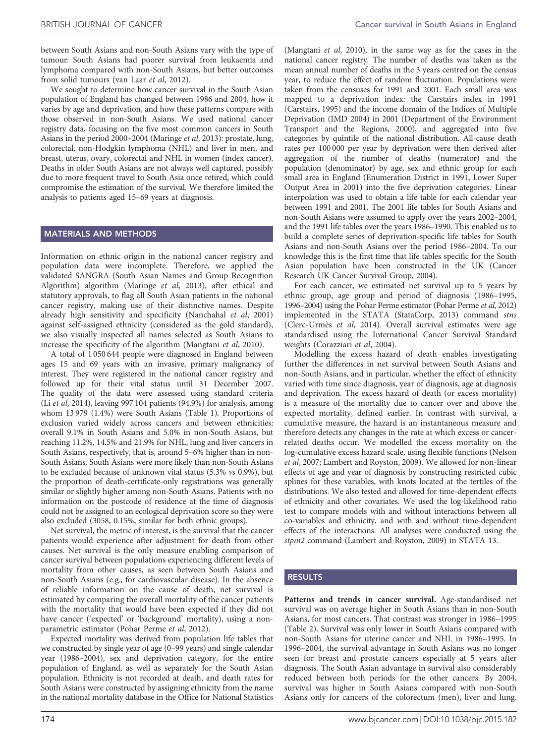between South Asians and non-South Asians vary with the type of tumour: South Asians had poorer survival from leukaemia and lymphoma compared with non-South Asians, but better outcomes from solid tumours (van Laar *et al*, 2012).

We sought to determine how cancer survival in the South Asian population of England has changed between 1986 and 2004, how it varies by age and deprivation, and how these patterns compare with those observed in non-South Asians. We used national cancer registry data, focusing on the five most common cancers in South Asians in the period 2000–2004 (Maringe *et al*, 2013): prostate, lung, colorectal, non-Hodgkin lymphoma (NHL) and liver in men, and breast, uterus, ovary, colorectal and NHL in women (index cancer). Deaths in older South Asians are not always well captured, possibly due to more frequent travel to South Asia once retired, which could compromise the estimation of the survival. We therefore limited the analysis to patients aged 15–69 years at diagnosis.

## MATERIALS AND METHODS

Information on ethnic origin in the national cancer registry and population data were incomplete. Therefore, we applied the validated SANGRA (South Asian Names and Group Recognition Algorithm) algorithm (Maringe *et al*, 2013), after ethical and statutory approvals, to flag all South Asian patients in the national cancer registry, making use of their distinctive names. Despite already high sensitivity and specificity (Nanchahal *et al*, 2001) against self-assigned ethnicity (considered as the gold standard), we also visually inspected all names selected as South Asians to increase the specificity of the algorithm (Mangtani *et al*, 2010).

A total of 1 050 644 people were diagnosed in England between ages 15 and 69 years with an invasive, primary malignancy of interest. They were registered in the national cancer registry and followed up for their vital status until 31 December 2007. The quality of the data were assessed using standard criteria (Li *et al*, 2014), leaving 997 104 patients (94.9%) for analysis, among whom 13 979 (1.4%) were South Asians (Table 1). Proportions of exclusion varied widely across cancers and between ethnicities: overall 9.1% in South Asians and 5.0% in non-South Asians, but reaching 11.2%, 14.5% and 21.9% for NHL, lung and liver cancers in South Asians, respectively, that is, around 5–6% higher than in non-South Asians. South Asians were more likely than non-South Asians to be excluded because of unknown vital status (5.3% *vs* 0.9%), but the proportion of death-certificate-only registrations was generally similar or slightly higher among non-South Asians. Patients with no information on the postcode of residence at the time of diagnosis could not be assigned to an ecological deprivation score so they were also excluded (3058, 0.15%, similar for both ethnic groups).

Net survival, the metric of interest, is the survival that the cancer patients would experience after adjustment for death from other causes. Net survival is the only measure enabling comparison of cancer survival between populations experiencing different levels of mortality from other causes, as seen between South Asians and non-South Asians (e.g., for cardiovascular disease). In the absence of reliable information on the cause of death, net survival is estimated by comparing the overall mortality of the cancer patients with the mortality that would have been expected if they did not have cancer ('expected' or 'background' mortality), using a non-parametric estimator (Pohar Perme *et al*, 2012).

Expected mortality was derived from population life tables that we constructed by single year of age (0–99 years) and single calendar year (1986–2004), sex and deprivation category, for the entire population of England, as well as separately for the South Asian population. Ethnicity is not recorded at death, and death rates for South Asians were constructed by assigning ethnicity from the name in the national mortality database in the Office for National Statistics (Mangtani *et al*, 2010), in the same way as for the cases in the national cancer registry. The number of deaths was taken as the mean annual number of deaths in the 3 years centred on the census year, to reduce the effect of random fluctuation. Populations were taken from the censuses for 1991 and 2001. Each small area was mapped to a deprivation index: the Carstairs index in 1991 (Carstairs, 1995) and the income domain of the Indices of Multiple Deprivation (IMD 2004) in 2001 (Department of the Environment Transport and the Regions, 2000), and aggregated into five categories by quintile of the national distribution. All-cause death rates per 100 000 per year by deprivation were then derived after aggregation of the number of deaths (numerator) and the population (denominator) by age, sex and ethnic group for each small area in England (Enumeration District in 1991, Lower Super Output Area in 2001) into the five deprivation categories. Linear interpolation was used to obtain a life table for each calendar year between 1991 and 2001. The 2001 life tables for South Asians and non-South Asians were assumed to apply over the years 2002–2004, and the 1991 life tables over the years 1986–1990. This enabled us to build a complete series of deprivation-specific life tables for South Asians and non-South Asians over the period 1986–2004. To our knowledge this is the first time that life tables specific for the South Asian population have been constructed in the UK (Cancer Research UK Cancer Survival Group, 2004).

For each cancer, we estimated net survival up to 5 years by ethnic group, age group and period of diagnosis (1986–1995, 1996–2004) using the Pohar Perme estimator (Pohar Perme *et al*, 2012) implemented in the STATA (StataCorp, 2013) command *stns* (Clerc-Urmès *et al*, 2014). Overall survival estimates were age standardised using the International Cancer Survival Standard weights (Corazziari *et al*, 2004).

Modelling the excess hazard of death enables investigating further the differences in net survival between South Asians and non-South Asians, and in particular, whether the effect of ethnicity varied with time since diagnosis, year of diagnosis, age at diagnosis and deprivation. The excess hazard of death (or excess mortality) is a measure of the mortality due to cancer over and above the expected mortality, defined earlier. In contrast with survival, a cumulative measure, the hazard is an instantaneous measure and therefore detects any changes in the rate at which excess or cancer-related deaths occur. We modelled the excess mortality on the log-cumulative excess hazard scale, using flexible functions (Nelson *et al*, 2007; Lambert and Royston, 2009). We allowed for non-linear effects of age and year of diagnosis by constructing restricted cubic splines for these variables, with knots located at the tertiles of the distributions. We also tested and allowed for time-dependent effects of ethnicity and other covariates. We used the log-likelihood ratio test to compare models with and without interactions between all co-variables and ethnicity, and with and without time-dependent effects of the interactions. All analyses were conducted using the *stpm2* command (Lambert and Royston, 2009) in STATA 13.

## RESULTS

**Patterns and trends in cancer survival.** Age-standardised net survival was on average higher in South Asians than in non-South Asians, for most cancers. That contrast was stronger in 1986–1995 (Table 2). Survival was only lower in South Asians compared with non-South Asians for uterine cancer and NHL in 1986–1995. In 1996–2004, the survival advantage in South Asians was no longer seen for breast and prostate cancers especially at 5 years after diagnosis. The South Asian advantage in survival also considerably reduced between both periods for the other cancers. By 2004, survival was higher in South Asians compared with non-South Asians only for cancers of the colorectum (men), liver and lung.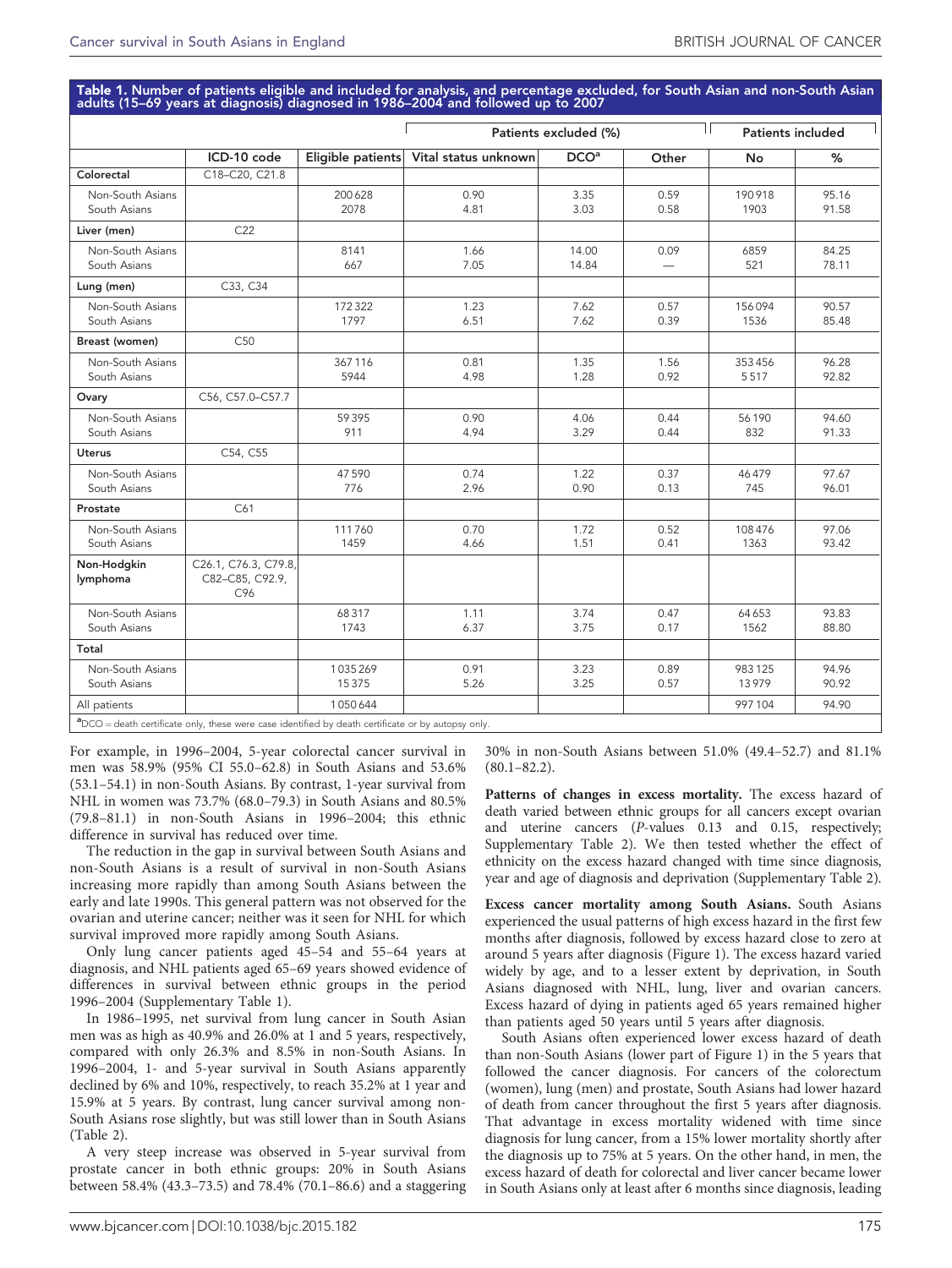**Table 1. Number of patients eligible and included for analysis, and percentage excluded, for South Asian and non-South Asian adults (15–69 years at diagnosis) diagnosed in 1986–2004 and followed up to 2007**

| | | | Patients excluded (%) | | | Patients included | |
|---|---|---|---|---|---|---|---|
| | ICD-10 code | Eligible patients | Vital status unknown | DCO[a] | Other | No | % |
| **Colorectal** | C18–C20, C21.8 | | | | | | |
| Non-South Asians | | 200 628 | 0.90 | 3.35 | 0.59 | 190 918 | 95.16 |
| South Asians | | 2078 | 4.81 | 3.03 | 0.58 | 1903 | 91.58 |
| **Liver (men)** | C22 | | | | | | |
| Non-South Asians | | 8141 | 1.66 | 14.00 | 0.09 | 6859 | 84.25 |
| South Asians | | 667 | 7.05 | 14.84 | — | 521 | 78.11 |
| **Lung (men)** | C33, C34 | | | | | | |
| Non-South Asians | | 172 322 | 1.23 | 7.62 | 0.57 | 156 094 | 90.57 |
| South Asians | | 1797 | 6.51 | 7.62 | 0.39 | 1536 | 85.48 |
| **Breast (women)** | C50 | | | | | | |
| Non-South Asians | | 367 116 | 0.81 | 1.35 | 1.56 | 353 456 | 96.28 |
| South Asians | | 5944 | 4.98 | 1.28 | 0.92 | 5517 | 92.82 |
| **Ovary** | C56, C57.0–C57.7 | | | | | | |
| Non-South Asians | | 59 395 | 0.90 | 4.06 | 0.44 | 56 190 | 94.60 |
| South Asians | | 911 | 4.94 | 3.29 | 0.44 | 832 | 91.33 |
| **Uterus** | C54, C55 | | | | | | |
| Non-South Asians | | 47 590 | 0.74 | 1.22 | 0.37 | 46 479 | 97.67 |
| South Asians | | 776 | 2.96 | 0.90 | 0.13 | 745 | 96.01 |
| **Prostate** | C61 | | | | | | |
| Non-South Asians | | 111 760 | 0.70 | 1.72 | 0.52 | 108 476 | 97.06 |
| South Asians | | 1459 | 4.66 | 1.51 | 0.41 | 1363 | 93.42 |
| **Non-Hodgkin lymphoma** | C26.1, C76.3, C79.8, C82–C85, C92.9, C96 | | | | | | |
| Non-South Asians | | 68 317 | 1.11 | 3.74 | 0.47 | 64 653 | 93.83 |
| South Asians | | 1743 | 6.37 | 3.75 | 0.17 | 1562 | 88.80 |
| **Total** | | | | | | | |
| Non-South Asians | | 1 035 269 | 0.91 | 3.23 | 0.89 | 983 125 | 94.96 |
| South Asians | | 15 375 | 5.26 | 3.25 | 0.57 | 13 979 | 90.92 |
| All patients | | 1 050 644 | | | | 997 104 | 94.90 |

[a]DCO = death certificate only, these were case identified by death certificate or by autopsy only.

For example, in 1996–2004, 5-year colorectal cancer survival in men was 58.9% (95% CI 55.0–62.8) in South Asians and 53.6% (53.1–54.1) in non-South Asians. By contrast, 1-year survival from NHL in women was 73.7% (68.0–79.3) in South Asians and 80.5% (79.8–81.1) in non-South Asians in 1996–2004; this ethnic difference in survival has reduced over time.

The reduction in the gap in survival between South Asians and non-South Asians is a result of survival in non-South Asians increasing more rapidly than among South Asians between the early and late 1990s. This general pattern was not observed for the ovarian and uterine cancer; neither was it seen for NHL for which survival improved more rapidly among South Asians.

Only lung cancer patients aged 45–54 and 55–64 years at diagnosis, and NHL patients aged 65–69 years showed evidence of differences in survival between ethnic groups in the period 1996–2004 (Supplementary Table 1).

In 1986–1995, net survival from lung cancer in South Asian men was as high as 40.9% and 26.0% at 1 and 5 years, respectively, compared with only 26.3% and 8.5% in non-South Asians. In 1996–2004, 1- and 5-year survival in South Asians apparently declined by 6% and 10%, respectively, to reach 35.2% at 1 year and 15.9% at 5 years. By contrast, lung cancer survival among non-South Asians rose slightly, but was still lower than in South Asians (Table 2).

A very steep increase was observed in 5-year survival from prostate cancer in both ethnic groups: 20% in South Asians between 58.4% (43.3–73.5) and 78.4% (70.1–86.6) and a staggering 30% in non-South Asians between 51.0% (49.4–52.7) and 81.1% (80.1–82.2).

**Patterns of changes in excess mortality.** The excess hazard of death varied between ethnic groups for all cancers except ovarian and uterine cancers (*P*-values 0.13 and 0.15, respectively; Supplementary Table 2). We then tested whether the effect of ethnicity on the excess hazard changed with time since diagnosis, year and age of diagnosis and deprivation (Supplementary Table 2).

**Excess cancer mortality among South Asians.** South Asians experienced the usual patterns of high excess hazard in the first few months after diagnosis, followed by excess hazard close to zero at around 5 years after diagnosis (Figure 1). The excess hazard varied widely by age, and to a lesser extent by deprivation, in South Asians diagnosed with NHL, lung, liver and ovarian cancers. Excess hazard of dying in patients aged 65 years remained higher than patients aged 50 years until 5 years after diagnosis.

South Asians often experienced lower excess hazard of death than non-South Asians (lower part of Figure 1) in the 5 years that followed the cancer diagnosis. For cancers of the colorectum (women), lung (men) and prostate, South Asians had lower hazard of death from cancer throughout the first 5 years after diagnosis. That advantage in excess mortality widened with time since diagnosis for lung cancer, from a 15% lower mortality shortly after the diagnosis up to 75% at 5 years. On the other hand, in men, the excess hazard of death for colorectal and liver cancer became lower in South Asians only at least after 6 months since diagnosis, leading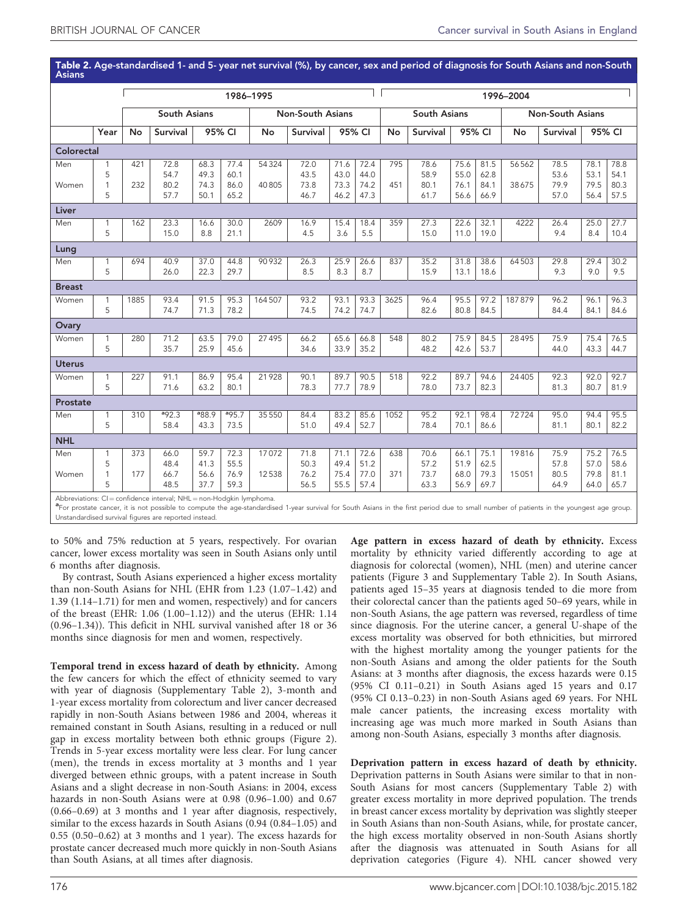**Table 2. Age-standardised 1- and 5- year net survival (%), by cancer, sex and period of diagnosis for South Asians and non-South Asians**

| | | 1986–1995 | | | | | | | | 1996–2004 | | | | | | | |
|---|---|---|---|---|---|---|---|---|---|---|---|---|---|---|---|---|---|
| | | South Asians | | | | Non-South Asians | | | | South Asians | | | | Non-South Asians | | | |
| | Year | No | Survival | 95% CI | | No | Survival | 95% CI | | No | Survival | 95% CI | | No | Survival | 95% CI | |
| **Colorectal** | | | | | | | | | | | | | | | | | |
| Men | 1 | 421 | 72.8 | 68.3 | 77.4 | 54324 | 72.0 | 71.6 | 72.4 | 795 | 78.6 | 75.6 | 81.5 | 56562 | 78.5 | 78.1 | 78.8 |
| | 5 | | 54.7 | 49.3 | 60.1 | | 43.5 | 43.0 | 44.0 | | 58.9 | 55.0 | 62.8 | | 53.6 | 53.1 | 54.1 |
| Women | 1 | 232 | 80.2 | 74.3 | 86.0 | 40805 | 73.8 | 73.3 | 74.2 | 451 | 80.1 | 76.1 | 84.1 | 38675 | 79.9 | 79.5 | 80.3 |
| | 5 | | 57.7 | 50.1 | 65.2 | | 46.7 | 46.2 | 47.3 | | 61.7 | 56.6 | 66.9 | | 57.0 | 56.4 | 57.5 |
| **Liver** | | | | | | | | | | | | | | | | | |
| Men | 1 | 162 | 23.3 | 16.6 | 30.0 | 2609 | 16.9 | 15.4 | 18.4 | 359 | 27.3 | 22.6 | 32.1 | 4222 | 26.4 | 25.0 | 27.7 |
| | 5 | | 15.0 | 8.8 | 21.1 | | 4.5 | 3.6 | 5.5 | | 15.0 | 11.0 | 19.0 | | 9.4 | 8.4 | 10.4 |
| **Lung** | | | | | | | | | | | | | | | | | |
| Men | 1 | 694 | 40.9 | 37.0 | 44.8 | 90932 | 26.3 | 25.9 | 26.6 | 837 | 35.2 | 31.8 | 38.6 | 64503 | 29.8 | 29.4 | 30.2 |
| | 5 | | 26.0 | 22.3 | 29.7 | | 8.5 | 8.3 | 8.7 | | 15.9 | 13.1 | 18.6 | | 9.3 | 9.0 | 9.5 |
| **Breast** | | | | | | | | | | | | | | | | | |
| Women | 1 | 1885 | 93.4 | 91.5 | 95.3 | 164507 | 93.2 | 93.1 | 93.3 | 3625 | 96.4 | 95.5 | 97.2 | 187879 | 96.2 | 96.1 | 96.3 |
| | 5 | | 74.7 | 71.3 | 78.2 | | 74.5 | 74.2 | 74.7 | | 82.6 | 80.8 | 84.5 | | 84.4 | 84.1 | 84.6 |
| **Ovary** | | | | | | | | | | | | | | | | | |
| Women | 1 | 280 | 71.2 | 63.5 | 79.0 | 27495 | 66.2 | 65.6 | 66.8 | 548 | 80.2 | 75.9 | 84.5 | 28495 | 75.9 | 75.4 | 76.5 |
| | 5 | | 35.7 | 25.9 | 45.6 | | 34.6 | 33.9 | 35.2 | | 48.2 | 42.6 | 53.7 | | 44.0 | 43.3 | 44.7 |
| **Uterus** | | | | | | | | | | | | | | | | | |
| Women | 1 | 227 | 91.1 | 86.9 | 95.4 | 21928 | 90.1 | 89.7 | 90.5 | 518 | 92.2 | 89.7 | 94.6 | 24405 | 92.3 | 92.0 | 92.7 |
| | 5 | | 71.6 | 63.2 | 80.1 | | 78.3 | 77.7 | 78.9 | | 78.0 | 73.7 | 82.3 | | 81.3 | 80.7 | 81.9 |
| **Prostate** | | | | | | | | | | | | | | | | | |
| Men | 1 | 310 | [a]92.3 | [a]88.9 | [a]95.7 | 35550 | 84.4 | 83.2 | 85.6 | 1052 | 95.2 | 92.1 | 98.4 | 72724 | 95.0 | 94.4 | 95.5 |
| | 5 | | 58.4 | 43.3 | 73.5 | | 51.0 | 49.4 | 52.7 | | 78.4 | 70.1 | 86.6 | | 81.1 | 80.1 | 82.2 |
| **NHL** | | | | | | | | | | | | | | | | | |
| Men | 1 | 373 | 66.0 | 59.7 | 72.3 | 17072 | 71.8 | 71.1 | 72.6 | 638 | 70.6 | 66.1 | 75.1 | 19816 | 75.9 | 75.2 | 76.5 |
| | 5 | | 48.4 | 41.3 | 55.5 | | 50.3 | 49.4 | 51.2 | | 57.2 | 51.9 | 62.5 | | 57.8 | 57.0 | 58.6 |
| Women | 1 | 177 | 66.7 | 56.6 | 76.9 | 12538 | 76.2 | 75.4 | 77.0 | 371 | 73.7 | 68.0 | 79.3 | 15051 | 80.5 | 79.8 | 81.1 |
| | 5 | | 48.5 | 37.7 | 59.3 | | 56.5 | 55.5 | 57.4 | | 63.3 | 56.9 | 69.7 | | 64.9 | 64.0 | 65.7 |

Abbreviations: CI = confidence interval; NHL = non-Hodgkin lymphoma.
[a]For prostate cancer, it is not possible to compute the age-standardised 1-year survival for South Asians in the first period due to small number of patients in the youngest age group. Unstandardised survival figures are reported instead.

to 50% and 75% reduction at 5 years, respectively. For ovarian cancer, lower excess mortality was seen in South Asians only until 6 months after diagnosis.

By contrast, South Asians experienced a higher excess mortality than non-South Asians for NHL (EHR from 1.23 (1.07–1.42) and 1.39 (1.14–1.71) for men and women, respectively) and for cancers of the breast (EHR: 1.06 (1.00–1.12)) and the uterus (EHR: 1.14 (0.96–1.34)). This deficit in NHL survival vanished after 18 or 36 months since diagnosis for men and women, respectively.

**Temporal trend in excess hazard of death by ethnicity.** Among the few cancers for which the effect of ethnicity seemed to vary with year of diagnosis (Supplementary Table 2), 3-month and 1-year excess mortality from colorectum and liver cancer decreased rapidly in non-South Asians between 1986 and 2004, whereas it remained constant in South Asians, resulting in a reduced or null gap in excess mortality between both ethnic groups (Figure 2). Trends in 5-year excess mortality were less clear. For lung cancer (men), the trends in excess mortality at 3 months and 1 year diverged between ethnic groups, with a patent increase in South Asians and a slight decrease in non-South Asians: in 2004, excess hazards in non-South Asians were at 0.98 (0.96–1.00) and 0.67 (0.66–0.69) at 3 months and 1 year after diagnosis, respectively, similar to the excess hazards in South Asians (0.94 (0.84–1.05) and 0.55 (0.50–0.62) at 3 months and 1 year). The excess hazards for prostate cancer decreased much more quickly in non-South Asians than South Asians, at all times after diagnosis.

**Age pattern in excess hazard of death by ethnicity.** Excess mortality by ethnicity varied differently according to age at diagnosis for colorectal (women), NHL (men) and uterine cancer patients (Figure 3 and Supplementary Table 2). In South Asians, patients aged 15–35 years at diagnosis tended to die more from their colorectal cancer than the patients aged 50–69 years, while in non-South Asians, the age pattern was reversed, regardless of time since diagnosis. For the uterine cancer, a general U-shape of the excess mortality was observed for both ethnicities, but mirrored with the highest mortality among the younger patients for the non-South Asians and among the older patients for the South Asians: at 3 months after diagnosis, the excess hazards were 0.15 (95% CI 0.11–0.21) in South Asians aged 15 years and 0.17 (95% CI 0.13–0.23) in non-South Asians aged 69 years. For NHL male cancer patients, the increasing excess mortality with increasing age was much more marked in South Asians than among non-South Asians, especially 3 months after diagnosis.

**Deprivation pattern in excess hazard of death by ethnicity.** Deprivation patterns in South Asians were similar to that in non-South Asians for most cancers (Supplementary Table 2) with greater excess mortality in more deprived population. The trends in breast cancer excess mortality by deprivation was slightly steeper in South Asians than non-South Asians, while, for prostate cancer, the high excess mortality observed in non-South Asians shortly after the diagnosis was attenuated in South Asians for all deprivation categories (Figure 4). NHL cancer showed very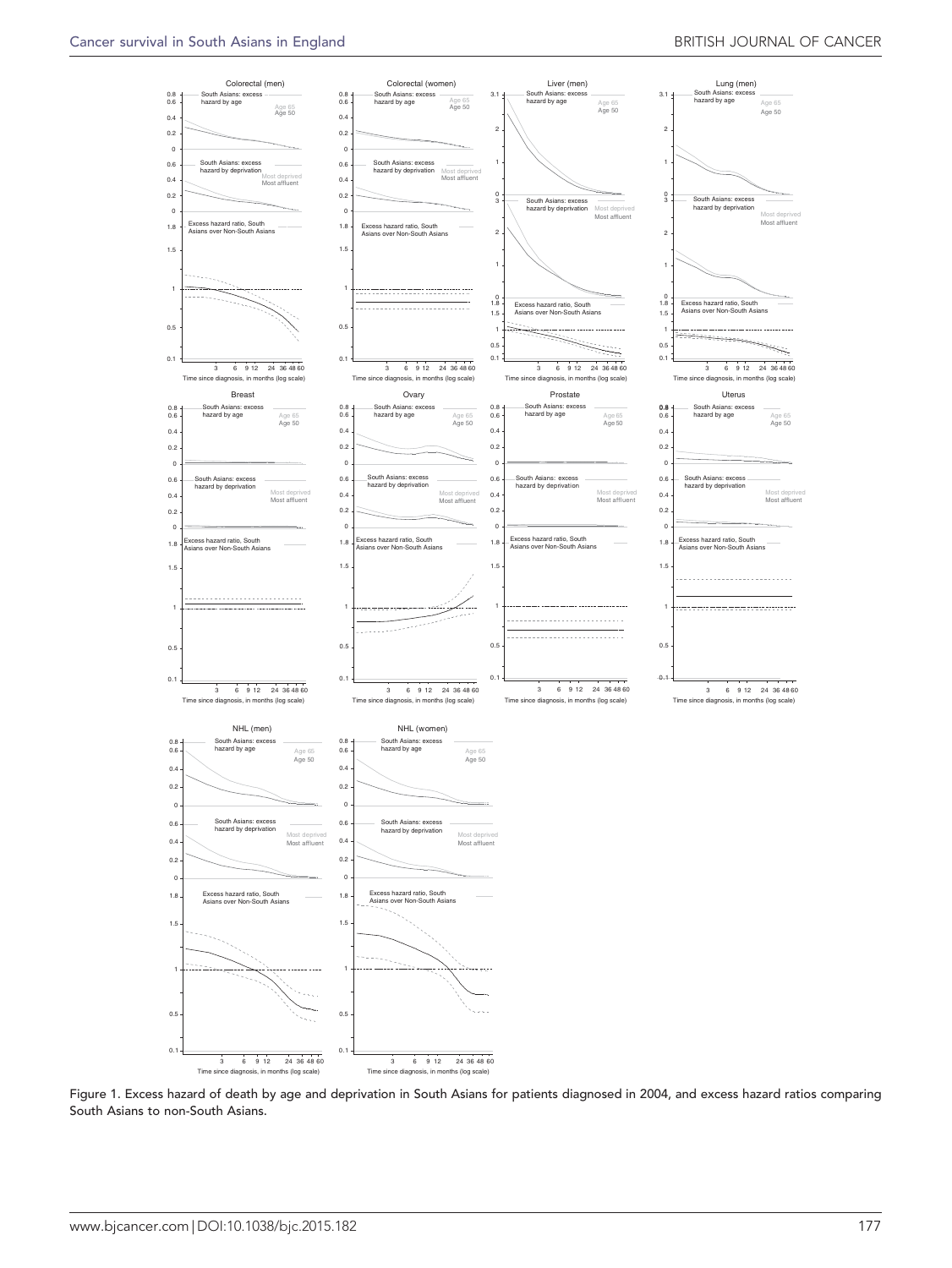Figure 1. Excess hazard of death by age and deprivation in South Asians for patients diagnosed in 2004, and excess hazard ratios comparing South Asians to non-South Asians.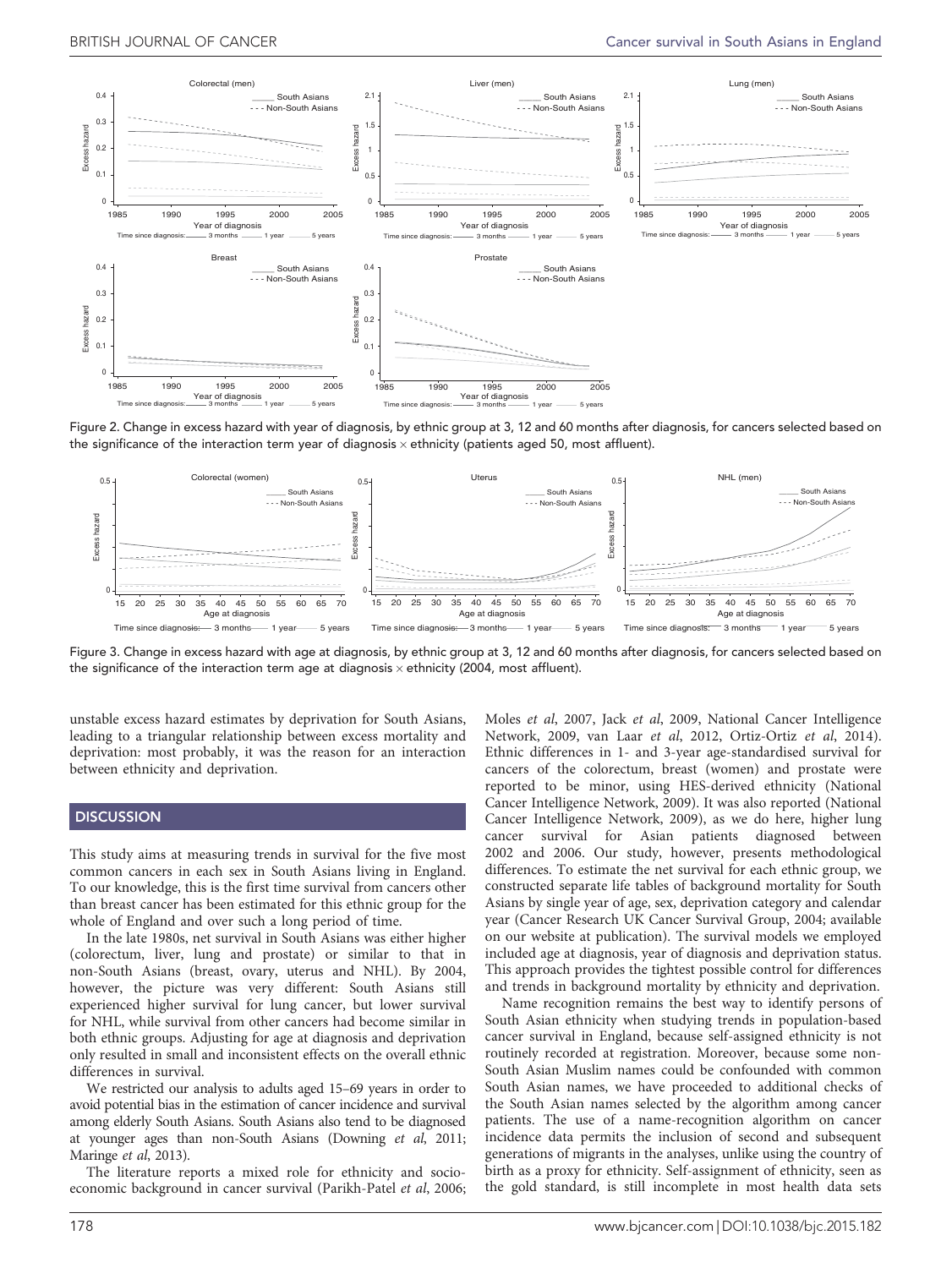Figure 2. Change in excess hazard with year of diagnosis, by ethnic group at 3, 12 and 60 months after diagnosis, for cancers selected based on the significance of the interaction term year of diagnosis × ethnicity (patients aged 50, most affluent).

Figure 3. Change in excess hazard with age at diagnosis, by ethnic group at 3, 12 and 60 months after diagnosis, for cancers selected based on the significance of the interaction term age at diagnosis × ethnicity (2004, most affluent).

unstable excess hazard estimates by deprivation for South Asians, leading to a triangular relationship between excess mortality and deprivation: most probably, it was the reason for an interaction between ethnicity and deprivation.

## DISCUSSION

This study aims at measuring trends in survival for the five most common cancers in each sex in South Asians living in England. To our knowledge, this is the first time survival from cancers other than breast cancer has been estimated for this ethnic group for the whole of England and over such a long period of time.

In the late 1980s, net survival in South Asians was either higher (colorectum, liver, lung and prostate) or similar to that in non-South Asians (breast, ovary, uterus and NHL). By 2004, however, the picture was very different: South Asians still experienced higher survival for lung cancer, but lower survival for NHL, while survival from other cancers had become similar in both ethnic groups. Adjusting for age at diagnosis and deprivation only resulted in small and inconsistent effects on the overall ethnic differences in survival.

We restricted our analysis to adults aged 15–69 years in order to avoid potential bias in the estimation of cancer incidence and survival among elderly South Asians. South Asians also tend to be diagnosed at younger ages than non-South Asians (Downing *et al*, 2011; Maringe *et al*, 2013).

The literature reports a mixed role for ethnicity and socio-economic background in cancer survival (Parikh-Patel *et al*, 2006; Moles *et al*, 2007, Jack *et al*, 2009, National Cancer Intelligence Network, 2009, van Laar *et al*, 2012, Ortiz-Ortiz *et al*, 2014). Ethnic differences in 1- and 3-year age-standardised survival for cancers of the colorectum, breast (women) and prostate were reported to be minor, using HES-derived ethnicity (National Cancer Intelligence Network, 2009). It was also reported (National Cancer Intelligence Network, 2009), as we do here, higher lung cancer survival for Asian patients diagnosed between 2002 and 2006. Our study, however, presents methodological differences. To estimate the net survival for each ethnic group, we constructed separate life tables of background mortality for South Asians by single year of age, sex, deprivation category and calendar year (Cancer Research UK Cancer Survival Group, 2004; available on our website at publication). The survival models we employed included age at diagnosis, year of diagnosis and deprivation status. This approach provides the tightest possible control for differences and trends in background mortality by ethnicity and deprivation.

Name recognition remains the best way to identify persons of South Asian ethnicity when studying trends in population-based cancer survival in England, because self-assigned ethnicity is not routinely recorded at registration. Moreover, because some non-South Asian Muslim names could be confounded with common South Asian names, we have proceeded to additional checks of the South Asian names selected by the algorithm among cancer patients. The use of a name-recognition algorithm on cancer incidence data permits the inclusion of second and subsequent generations of migrants in the analyses, unlike using the country of birth as a proxy for ethnicity. Self-assignment of ethnicity, seen as the gold standard, is still incomplete in most health data sets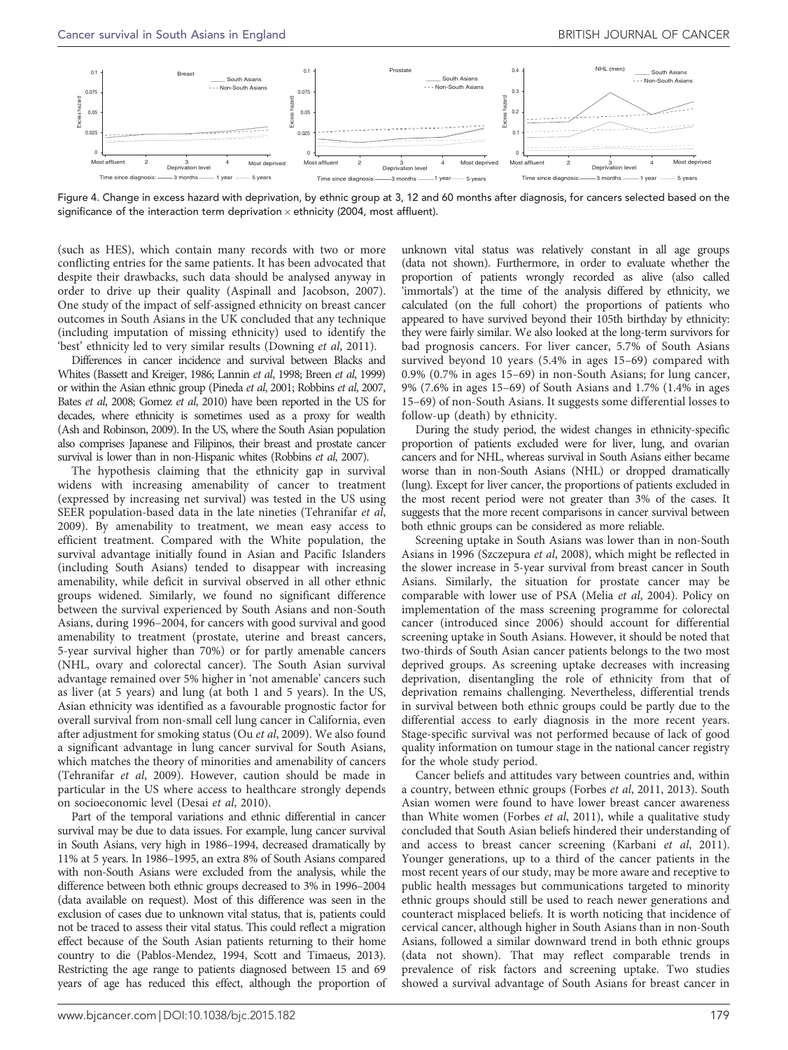Figure 4. Change in excess hazard with deprivation, by ethnic group at 3, 12 and 60 months after diagnosis, for cancers selected based on the significance of the interaction term deprivation × ethnicity (2004, most affluent).

(such as HES), which contain many records with two or more conflicting entries for the same patients. It has been advocated that despite their drawbacks, such data should be analysed anyway in order to drive up their quality (Aspinall and Jacobson, 2007). One study of the impact of self-assigned ethnicity on breast cancer outcomes in South Asians in the UK concluded that any technique (including imputation of missing ethnicity) used to identify the 'best' ethnicity led to very similar results (Downing *et al*, 2011).

Differences in cancer incidence and survival between Blacks and Whites (Bassett and Kreiger, 1986; Lannin *et al*, 1998; Breen *et al*, 1999) or within the Asian ethnic group (Pineda *et al*, 2001; Robbins *et al*, 2007, Bates *et al*, 2008; Gomez *et al*, 2010) have been reported in the US for decades, where ethnicity is sometimes used as a proxy for wealth (Ash and Robinson, 2009). In the US, where the South Asian population also comprises Japanese and Filipinos, their breast and prostate cancer survival is lower than in non-Hispanic whites (Robbins *et al*, 2007).

The hypothesis claiming that the ethnicity gap in survival widens with increasing amenability of cancer to treatment (expressed by increasing net survival) was tested in the US using SEER population-based data in the late nineties (Tehranifar *et al*, 2009). By amenability to treatment, we mean easy access to efficient treatment. Compared with the White population, the survival advantage initially found in Asian and Pacific Islanders (including South Asians) tended to disappear with increasing amenability, while deficit in survival observed in all other ethnic groups widened. Similarly, we found no significant difference between the survival experienced by South Asians and non-South Asians, during 1996–2004, for cancers with good survival and good amenability to treatment (prostate, uterine and breast cancers, 5-year survival higher than 70%) or for partly amenable cancers (NHL, ovary and colorectal cancer). The South Asian survival advantage remained over 5% higher in 'not amenable' cancers such as liver (at 5 years) and lung (at both 1 and 5 years). In the US, Asian ethnicity was identified as a favourable prognostic factor for overall survival from non-small cell lung cancer in California, even after adjustment for smoking status (Ou *et al*, 2009). We also found a significant advantage in lung cancer survival for South Asians, which matches the theory of minorities and amenability of cancers (Tehranifar *et al*, 2009). However, caution should be made in particular in the US where access to healthcare strongly depends on socioeconomic level (Desai *et al*, 2010).

Part of the temporal variations and ethnic differential in cancer survival may be due to data issues. For example, lung cancer survival in South Asians, very high in 1986–1994, decreased dramatically by 11% at 5 years. In 1986–1995, an extra 8% of South Asians compared with non-South Asians were excluded from the analysis, while the difference between both ethnic groups decreased to 3% in 1996–2004 (data available on request). Most of this difference was seen in the exclusion of cases due to unknown vital status, that is, patients could not be traced to assess their vital status. This could reflect a migration effect because of the South Asian patients returning to their home country to die (Pablos-Mendez, 1994, Scott and Timaeus, 2013). Restricting the age range to patients diagnosed between 15 and 69 years of age has reduced this effect, although the proportion of unknown vital status was relatively constant in all age groups (data not shown). Furthermore, in order to evaluate whether the proportion of patients wrongly recorded as alive (also called 'immortals') at the time of the analysis differed by ethnicity, we calculated (on the full cohort) the proportions of patients who appeared to have survived beyond their 105th birthday by ethnicity: they were fairly similar. We also looked at the long-term survivors for bad prognosis cancers. For liver cancer, 5.7% of South Asians survived beyond 10 years (5.4% in ages 15–69) compared with 0.9% (0.7% in ages 15–69) in non-South Asians; for lung cancer, 9% (7.6% in ages 15–69) of South Asians and 1.7% (1.4% in ages 15–69) of non-South Asians. It suggests some differential losses to follow-up (death) by ethnicity.

During the study period, the widest changes in ethnicity-specific proportion of patients excluded were for liver, lung, and ovarian cancers and for NHL, whereas survival in South Asians either became worse than in non-South Asians (NHL) or dropped dramatically (lung). Except for liver cancer, the proportions of patients excluded in the most recent period were not greater than 3% of the cases. It suggests that the more recent comparisons in cancer survival between both ethnic groups can be considered as more reliable.

Screening uptake in South Asians was lower than in non-South Asians in 1996 (Szczepura *et al*, 2008), which might be reflected in the slower increase in 5-year survival from breast cancer in South Asians. Similarly, the situation for prostate cancer may be comparable with lower use of PSA (Melia *et al*, 2004). Policy on implementation of the mass screening programme for colorectal cancer (introduced since 2006) should account for differential screening uptake in South Asians. However, it should be noted that two-thirds of South Asian cancer patients belongs to the two most deprived groups. As screening uptake decreases with increasing deprivation, disentangling the role of ethnicity from that of deprivation remains challenging. Nevertheless, differential trends in survival between both ethnic groups could be partly due to the differential access to early diagnosis in the more recent years. Stage-specific survival was not performed because of lack of good quality information on tumour stage in the national cancer registry for the whole study period.

Cancer beliefs and attitudes vary between countries and, within a country, between ethnic groups (Forbes *et al*, 2011, 2013). South Asian women were found to have lower breast cancer awareness than White women (Forbes *et al*, 2011), while a qualitative study concluded that South Asian beliefs hindered their understanding of and access to breast cancer screening (Karbani *et al*, 2011). Younger generations, up to a third of the cancer patients in the most recent years of our study, may be more aware and receptive to public health messages but communications targeted to minority ethnic groups should still be used to reach newer generations and counteract misplaced beliefs. It is worth noticing that incidence of cervical cancer, although higher in South Asians than in non-South Asians, followed a similar downward trend in both ethnic groups (data not shown). That may reflect comparable trends in prevalence of risk factors and screening uptake. Two studies showed a survival advantage of South Asians for breast cancer in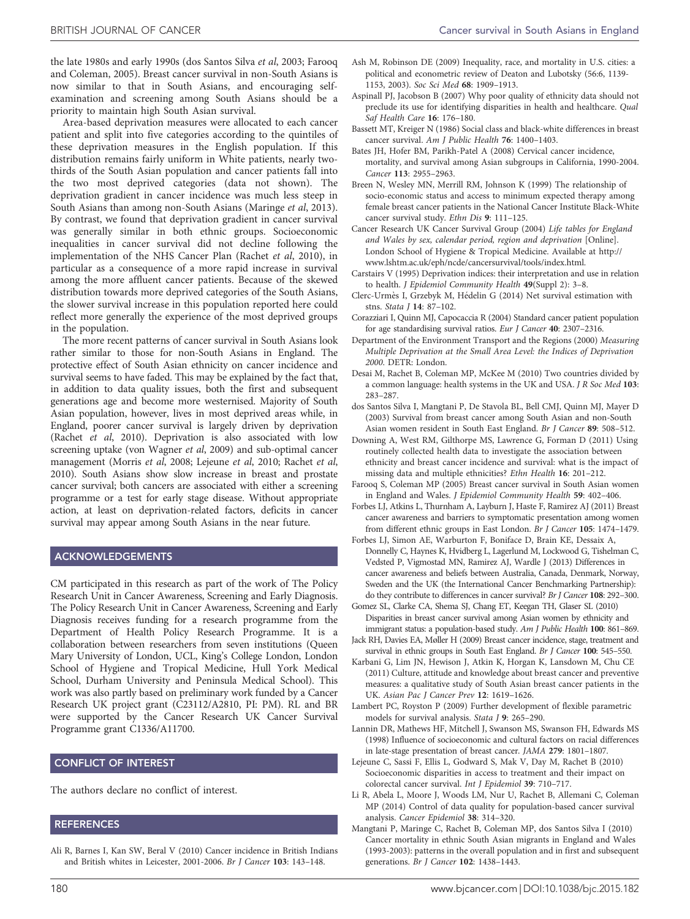the late 1980s and early 1990s (dos Santos Silva *et al*, 2003; Farooq and Coleman, 2005). Breast cancer survival in non-South Asians is now similar to that in South Asians, and encouraging self-examination and screening among South Asians should be a priority to maintain high South Asian survival.

Area-based deprivation measures were allocated to each cancer patient and split into five categories according to the quintiles of these deprivation measures in the English population. If this distribution remains fairly uniform in White patients, nearly two-thirds of the South Asian population and cancer patients fall into the two most deprived categories (data not shown). The deprivation gradient in cancer incidence was much less steep in South Asians than among non-South Asians (Maringe *et al*, 2013). By contrast, we found that deprivation gradient in cancer survival was generally similar in both ethnic groups. Socioeconomic inequalities in cancer survival did not decline following the implementation of the NHS Cancer Plan (Rachet *et al*, 2010), in particular as a consequence of a more rapid increase in survival among the more affluent cancer patients. Because of the skewed distribution towards more deprived categories of the South Asians, the slower survival increase in this population reported here could reflect more generally the experience of the most deprived groups in the population.

The more recent patterns of cancer survival in South Asians look rather similar to those for non-South Asians in England. The protective effect of South Asian ethnicity on cancer incidence and survival seems to have faded. This may be explained by the fact that, in addition to data quality issues, both the first and subsequent generations age and become more westernised. Majority of South Asian population, however, lives in most deprived areas while, in England, poorer cancer survival is largely driven by deprivation (Rachet *et al*, 2010). Deprivation is also associated with low screening uptake (von Wagner *et al*, 2009) and sub-optimal cancer management (Morris *et al*, 2008; Lejeune *et al*, 2010; Rachet *et al*, 2010). South Asians show slow increase in breast and prostate cancer survival; both cancers are associated with either a screening programme or a test for early stage disease. Without appropriate action, at least on deprivation-related factors, deficits in cancer survival may appear among South Asians in the near future.

## ACKNOWLEDGEMENTS

CM participated in this research as part of the work of The Policy Research Unit in Cancer Awareness, Screening and Early Diagnosis. The Policy Research Unit in Cancer Awareness, Screening and Early Diagnosis receives funding for a research programme from the Department of Health Policy Research Programme. It is a collaboration between researchers from seven institutions (Queen Mary University of London, UCL, King's College London, London School of Hygiene and Tropical Medicine, Hull York Medical School, Durham University and Peninsula Medical School). This work was also partly based on preliminary work funded by a Cancer Research UK project grant (C23112/A2810, PI: PM). RL and BR were supported by the Cancer Research UK Cancer Survival Programme grant C1336/A11700.

## CONFLICT OF INTEREST

The authors declare no conflict of interest.

## REFERENCES

Ali R, Barnes I, Kan SW, Beral V (2010) Cancer incidence in British Indians and British whites in Leicester, 2001-2006. *Br J Cancer* **103**: 143–148.

Ash M, Robinson DE (2009) Inequality, race, and mortality in U.S. cities: a political and econometric review of Deaton and Lubotsky (56:6, 1139-1153, 2003). *Soc Sci Med* **68**: 1909–1913.

Aspinall PJ, Jacobson B (2007) Why poor quality of ethnicity data should not preclude its use for identifying disparities in health and healthcare. *Qual Saf Health Care* **16**: 176–180.

Bassett MT, Kreiger N (1986) Social class and black-white differences in breast cancer survival. *Am J Public Health* **76**: 1400–1403.

Bates JH, Hofer BM, Parikh-Patel A (2008) Cervical cancer incidence, mortality, and survival among Asian subgroups in California, 1990-2004. *Cancer* **113**: 2955–2963.

Breen N, Wesley MN, Merrill RM, Johnson K (1999) The relationship of socio-economic status and access to minimum expected therapy among female breast cancer patients in the National Cancer Institute Black-White cancer survival study. *Ethn Dis* **9**: 111–125.

Cancer Research UK Cancer Survival Group (2004) *Life tables for England and Wales by sex, calendar period, region and deprivation* [Online]. London School of Hygiene & Tropical Medicine. Available at http://www.lshtm.ac.uk/eph/ncde/cancersurvival/tools/index.html.

Carstairs V (1995) Deprivation indices: their interpretation and use in relation to health. *J Epidemiol Community Health* **49**(Suppl 2): 3–8.

Clerc-Urmès I, Grzebyk M, Hédelin G (2014) Net survival estimation with stns. *Stata J* **14**: 87–102.

Corazziari I, Quinn MJ, Capocaccia R (2004) Standard cancer patient population for age standardising survival ratios. *Eur J Cancer* **40**: 2307–2316.

Department of the Environment Transport and the Regions (2000) *Measuring Multiple Deprivation at the Small Area Level: the Indices of Deprivation 2000*. DETR: London.

Desai M, Rachet B, Coleman MP, McKee M (2010) Two countries divided by a common language: health systems in the UK and USA. *J R Soc Med* **103**: 283–287.

dos Santos Silva I, Mangtani P, De Stavola BL, Bell CMJ, Quinn MJ, Mayer D (2003) Survival from breast cancer among South Asian and non-South Asian women resident in South East England. *Br J Cancer* **89**: 508–512.

Downing A, West RM, Gilthorpe MS, Lawrence G, Forman D (2011) Using routinely collected health data to investigate the association between ethnicity and breast cancer incidence and survival: what is the impact of missing data and multiple ethnicities? *Ethn Health* **16**: 201–212.

Farooq S, Coleman MP (2005) Breast cancer survival in South Asian women in England and Wales. *J Epidemiol Community Health* **59**: 402–406.

Forbes LJ, Atkins L, Thurnham A, Layburn J, Haste F, Ramirez AJ (2011) Breast cancer awareness and barriers to symptomatic presentation among women from different ethnic groups in East London. *Br J Cancer* **105**: 1474–1479.

Forbes LJ, Simon AE, Warburton F, Boniface D, Brain KE, Dessaix A, Donnelly C, Haynes K, Hvidberg L, Lagerlund M, Lockwood G, Tishelman C, Vedsted P, Vigmostad MN, Ramirez AJ, Wardle J (2013) Differences in cancer awareness and beliefs between Australia, Canada, Denmark, Norway, Sweden and the UK (the International Cancer Benchmarking Partnership): do they contribute to differences in cancer survival? *Br J Cancer* **108**: 292–300.

Gomez SL, Clarke CA, Shema SJ, Chang ET, Keegan TH, Glaser SL (2010) Disparities in breast cancer survival among Asian women by ethnicity and immigrant status: a population-based study. *Am J Public Health* **100**: 861–869.

Jack RH, Davies EA, Møller H (2009) Breast cancer incidence, stage, treatment and survival in ethnic groups in South East England. *Br J Cancer* **100**: 545–550.

Karbani G, Lim JN, Hewison J, Atkin K, Horgan K, Lansdown M, Chu CE (2011) Culture, attitude and knowledge about breast cancer and preventive measures: a qualitative study of South Asian breast cancer patients in the UK. *Asian Pac J Cancer Prev* **12**: 1619–1626.

Lambert PC, Royston P (2009) Further development of flexible parametric models for survival analysis. *Stata J* **9**: 265–290.

Lannin DR, Mathews HF, Mitchell J, Swanson MS, Swanson FH, Edwards MS (1998) Influence of socioeconomic and cultural factors on racial differences in late-stage presentation of breast cancer. *JAMA* **279**: 1801–1807.

Lejeune C, Sassi F, Ellis L, Godward S, Mak V, Day M, Rachet B (2010) Socioeconomic disparities in access to treatment and their impact on colorectal cancer survival. *Int J Epidemiol* **39**: 710–717.

Li R, Abela L, Moore J, Woods LM, Nur U, Rachet B, Allemani C, Coleman MP (2014) Control of data quality for population-based cancer survival analysis. *Cancer Epidemiol* **38**: 314–320.

Mangtani P, Maringe C, Rachet B, Coleman MP, dos Santos Silva I (2010) Cancer mortality in ethnic South Asian migrants in England and Wales (1993-2003): patterns in the overall population and in first and subsequent generations. *Br J Cancer* **102**: 1438–1443.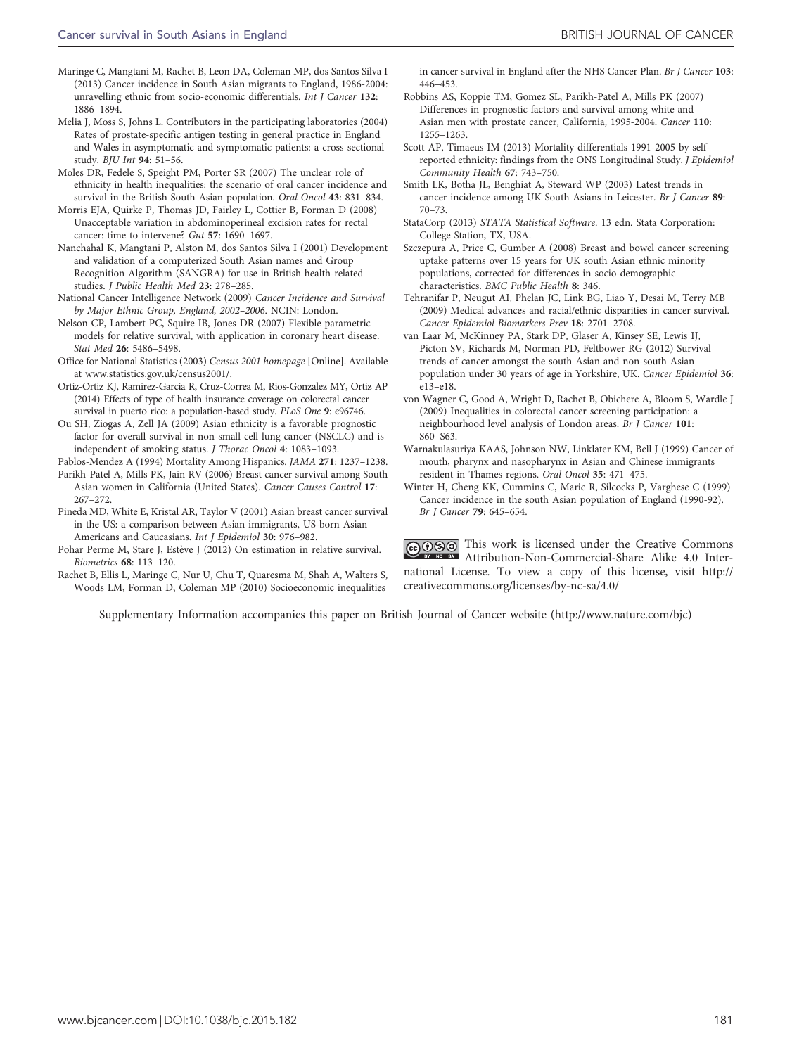Maringe C, Mangtani M, Rachet B, Leon DA, Coleman MP, dos Santos Silva I (2013) Cancer incidence in South Asian migrants to England, 1986-2004: unravelling ethnic from socio-economic differentials. *Int J Cancer* **132**: 1886–1894.

Melia J, Moss S, Johns L. Contributors in the participating laboratories (2004) Rates of prostate-specific antigen testing in general practice in England and Wales in asymptomatic and symptomatic patients: a cross-sectional study. *BJU Int* **94**: 51–56.

Moles DR, Fedele S, Speight PM, Porter SR (2007) The unclear role of ethnicity in health inequalities: the scenario of oral cancer incidence and survival in the British South Asian population. *Oral Oncol* **43**: 831–834.

Morris EJA, Quirke P, Thomas JD, Fairley L, Cottier B, Forman D (2008) Unacceptable variation in abdominoperineal excision rates for rectal cancer: time to intervene? *Gut* **57**: 1690–1697.

Nanchahal K, Mangtani P, Alston M, dos Santos Silva I (2001) Development and validation of a computerized South Asian names and Group Recognition Algorithm (SANGRA) for use in British health-related studies. *J Public Health Med* **23**: 278–285.

National Cancer Intelligence Network (2009) *Cancer Incidence and Survival by Major Ethnic Group, England, 2002–2006*. NCIN: London.

Nelson CP, Lambert PC, Squire IB, Jones DR (2007) Flexible parametric models for relative survival, with application in coronary heart disease. *Stat Med* **26**: 5486–5498.

Office for National Statistics (2003) *Census 2001 homepage* [Online]. Available at www.statistics.gov.uk/census2001/.

Ortiz-Ortiz KJ, Ramirez-Garcia R, Cruz-Correa M, Rios-Gonzalez MY, Ortiz AP (2014) Effects of type of health insurance coverage on colorectal cancer survival in puerto rico: a population-based study. *PLoS One* **9**: e96746.

Ou SH, Ziogas A, Zell JA (2009) Asian ethnicity is a favorable prognostic factor for overall survival in non-small cell lung cancer (NSCLC) and is independent of smoking status. *J Thorac Oncol* **4**: 1083–1093.

Pablos-Mendez A (1994) Mortality Among Hispanics. *JAMA* **271**: 1237–1238.

Parikh-Patel A, Mills PK, Jain RV (2006) Breast cancer survival among South Asian women in California (United States). *Cancer Causes Control* **17**: 267–272.

Pineda MD, White E, Kristal AR, Taylor V (2001) Asian breast cancer survival in the US: a comparison between Asian immigrants, US-born Asian Americans and Caucasians. *Int J Epidemiol* **30**: 976–982.

Pohar Perme M, Stare J, Estève J (2012) On estimation in relative survival. *Biometrics* **68**: 113–120.

Rachet B, Ellis L, Maringe C, Nur U, Chu T, Quaresma M, Shah A, Walters S, Woods LM, Forman D, Coleman MP (2010) Socioeconomic inequalities in cancer survival in England after the NHS Cancer Plan. *Br J Cancer* **103**: 446–453.

Robbins AS, Koppie TM, Gomez SL, Parikh-Patel A, Mills PK (2007) Differences in prognostic factors and survival among white and Asian men with prostate cancer, California, 1995-2004. *Cancer* **110**: 1255–1263.

Scott AP, Timaeus IM (2013) Mortality differentials 1991-2005 by self-reported ethnicity: findings from the ONS Longitudinal Study. *J Epidemiol Community Health* **67**: 743–750.

Smith LK, Botha JL, Benghiat A, Steward WP (2003) Latest trends in cancer incidence among UK South Asians in Leicester. *Br J Cancer* **89**: 70–73.

StataCorp (2013) *STATA Statistical Software*. 13 edn. Stata Corporation: College Station, TX, USA.

Szczepura A, Price C, Gumber A (2008) Breast and bowel cancer screening uptake patterns over 15 years for UK south Asian ethnic minority populations, corrected for differences in socio-demographic characteristics. *BMC Public Health* **8**: 346.

Tehranifar P, Neugut AI, Phelan JC, Link BG, Liao Y, Desai M, Terry MB (2009) Medical advances and racial/ethnic disparities in cancer survival. *Cancer Epidemiol Biomarkers Prev* **18**: 2701–2708.

van Laar M, McKinney PA, Stark DP, Glaser A, Kinsey SE, Lewis IJ, Picton SV, Richards M, Norman PD, Feltbower RG (2012) Survival trends of cancer amongst the south Asian and non-south Asian population under 30 years of age in Yorkshire, UK. *Cancer Epidemiol* **36**: e13–e18.

von Wagner C, Good A, Wright D, Rachet B, Obichere A, Bloom S, Wardle J (2009) Inequalities in colorectal cancer screening participation: a neighbourhood level analysis of London areas. *Br J Cancer* **101**: S60–S63.

Warnakulasuriya KAAS, Johnson NW, Linklater KM, Bell J (1999) Cancer of mouth, pharynx and nasopharynx in Asian and Chinese immigrants resident in Thames regions. *Oral Oncol* **35**: 471–475.

Winter H, Cheng KK, Cummins C, Maric R, Silcocks P, Varghese C (1999) Cancer incidence in the south Asian population of England (1990-92). *Br J Cancer* **79**: 645–654.

This work is licensed under the Creative Commons Attribution-Non-Commercial-Share Alike 4.0 International License. To view a copy of this license, visit http://creativecommons.org/licenses/by-nc-sa/4.0/

Supplementary Information accompanies this paper on British Journal of Cancer website (http://www.nature.com/bjc)